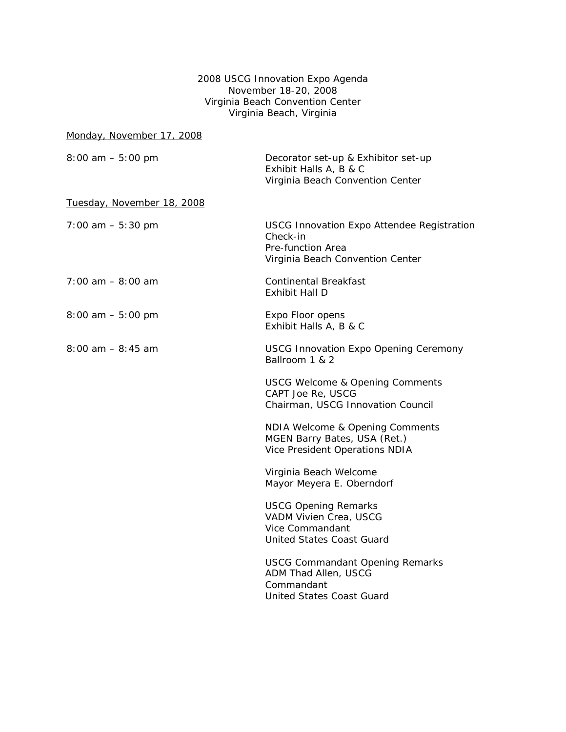# 2008 USCG Innovation Expo Agenda

November 18-20, 2008
Virginia Beach Convention Center
Virginia Beach, Virginia

## Monday, November 17, 2008

| | |
|---|---|
| 8:00 am – 5:00 pm | Decorator set-up & Exhibitor set-up<br>Exhibit Halls A, B & C<br>Virginia Beach Convention Center |

## Tuesday, November 18, 2008

| | |
|---|---|
| 7:00 am – 5:30 pm | USCG Innovation Expo Attendee Registration Check-in<br>Pre-function Area<br>Virginia Beach Convention Center |
| 7:00 am – 8:00 am | Continental Breakfast<br>Exhibit Hall D |
| 8:00 am – 5:00 pm | Expo Floor opens<br>Exhibit Halls A, B & C |
| 8:00 am – 8:45 am | USCG Innovation Expo Opening Ceremony<br>Ballroom 1 & 2<br><br>USCG Welcome & Opening Comments<br>CAPT Joe Re, USCG<br>Chairman, USCG Innovation Council<br><br>NDIA Welcome & Opening Comments<br>MGEN Barry Bates, USA (Ret.)<br>Vice President Operations NDIA<br><br>Virginia Beach Welcome<br>Mayor Meyera E. Oberndorf<br><br>USCG Opening Remarks<br>VADM Vivien Crea, USCG<br>Vice Commandant<br>United States Coast Guard<br><br>USCG Commandant Opening Remarks<br>ADM Thad Allen, USCG<br>Commandant<br>United States Coast Guard |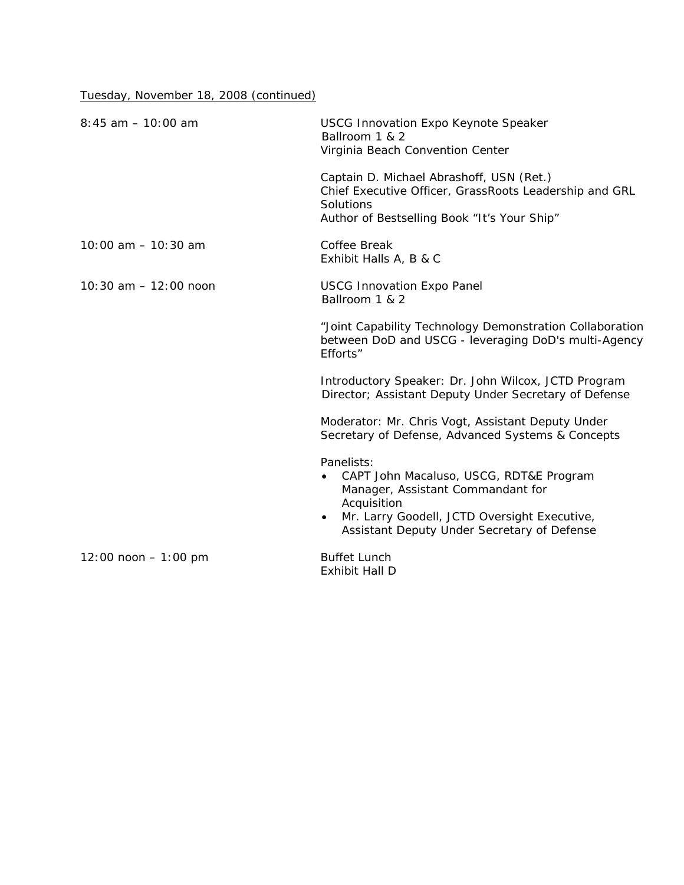<u>Tuesday, November 18, 2008 (continued)</u>

| | |
|---|---|
| 8:45 am – 10:00 am | USCG Innovation Expo Keynote Speaker<br>Ballroom 1 & 2<br>Virginia Beach Convention Center<br><br>Captain D. Michael Abrashoff, USN (Ret.)<br>Chief Executive Officer, GrassRoots Leadership and GRL Solutions<br>Author of Bestselling Book "It's Your Ship" |
| 10:00 am – 10:30 am | Coffee Break<br>Exhibit Halls A, B & C |
| 10:30 am – 12:00 noon | USCG Innovation Expo Panel<br>Ballroom 1 & 2<br><br>"Joint Capability Technology Demonstration Collaboration between DoD and USCG - leveraging DoD's multi-Agency Efforts"<br><br>Introductory Speaker: Dr. John Wilcox, JCTD Program Director; Assistant Deputy Under Secretary of Defense<br><br>Moderator: Mr. Chris Vogt, Assistant Deputy Under Secretary of Defense, Advanced Systems & Concepts<br><br>Panelists:<br>• CAPT John Macaluso, USCG, RDT&E Program Manager, Assistant Commandant for Acquisition<br>• Mr. Larry Goodell, JCTD Oversight Executive, Assistant Deputy Under Secretary of Defense |
| 12:00 noon – 1:00 pm | Buffet Lunch<br>Exhibit Hall D |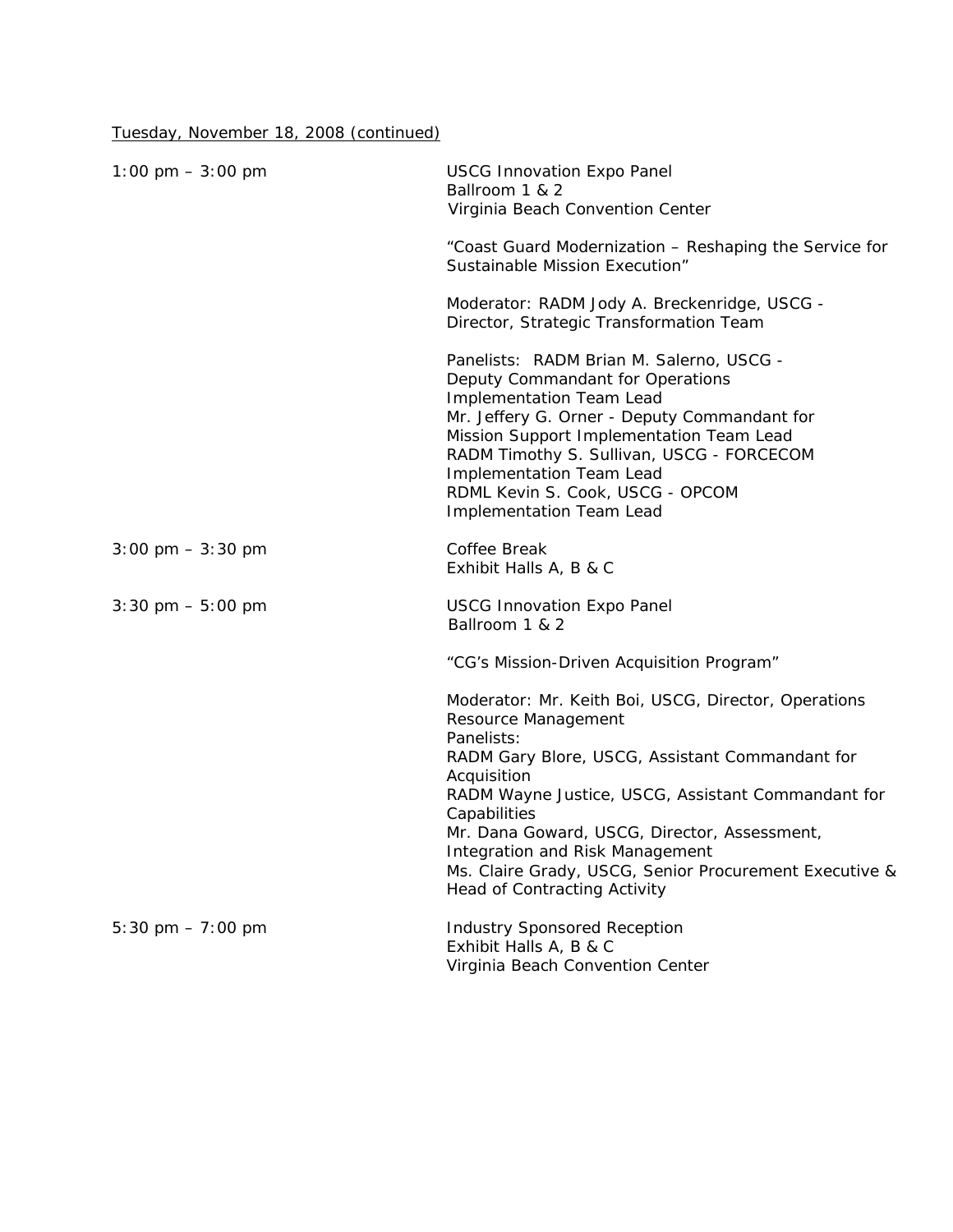Tuesday, November 18, 2008 (continued)

| | |
|---|---|
| 1:00 pm – 3:00 pm | USCG Innovation Expo Panel<br>Ballroom 1 & 2<br>Virginia Beach Convention Center<br><br>"Coast Guard Modernization – Reshaping the Service for Sustainable Mission Execution"<br><br>Moderator: RADM Jody A. Breckenridge, USCG - Director, Strategic Transformation Team<br><br>Panelists: RADM Brian M. Salerno, USCG - Deputy Commandant for Operations Implementation Team Lead<br>Mr. Jeffery G. Orner - Deputy Commandant for Mission Support Implementation Team Lead<br>RADM Timothy S. Sullivan, USCG - FORCECOM Implementation Team Lead<br>RDML Kevin S. Cook, USCG - OPCOM Implementation Team Lead |
| 3:00 pm – 3:30 pm | Coffee Break<br>Exhibit Halls A, B & C |
| 3:30 pm – 5:00 pm | USCG Innovation Expo Panel<br>Ballroom 1 & 2<br><br>"CG's Mission-Driven Acquisition Program"<br><br>Moderator: Mr. Keith Boi, USCG, Director, Operations Resource Management<br>Panelists:<br>RADM Gary Blore, USCG, Assistant Commandant for Acquisition<br>RADM Wayne Justice, USCG, Assistant Commandant for Capabilities<br>Mr. Dana Goward, USCG, Director, Assessment, Integration and Risk Management<br>Ms. Claire Grady, USCG, Senior Procurement Executive & Head of Contracting Activity |
| 5:30 pm – 7:00 pm | Industry Sponsored Reception<br>Exhibit Halls A, B & C<br>Virginia Beach Convention Center |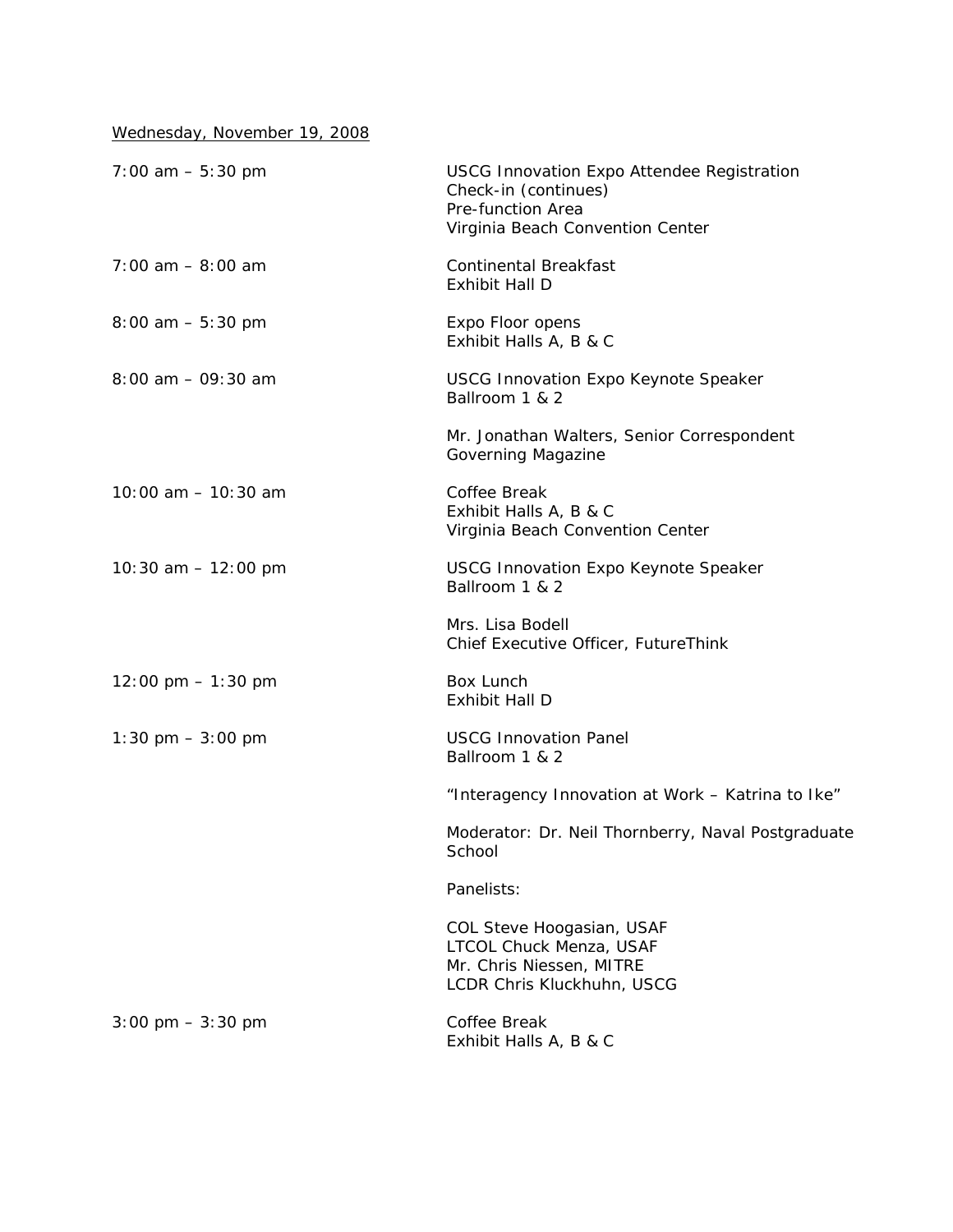<u>Wednesday, November 19, 2008</u>

| | |
|---|---|
| 7:00 am – 5:30 pm | USCG Innovation Expo Attendee Registration Check-in (continues)<br>Pre-function Area<br>Virginia Beach Convention Center |
| 7:00 am – 8:00 am | Continental Breakfast<br>Exhibit Hall D |
| 8:00 am – 5:30 pm | Expo Floor opens<br>Exhibit Halls A, B & C |
| 8:00 am – 09:30 am | USCG Innovation Expo Keynote Speaker<br>Ballroom 1 & 2<br><br>Mr. Jonathan Walters, Senior Correspondent<br>Governing Magazine |
| 10:00 am – 10:30 am | Coffee Break<br>Exhibit Halls A, B & C<br>Virginia Beach Convention Center |
| 10:30 am – 12:00 pm | USCG Innovation Expo Keynote Speaker<br>Ballroom 1 & 2<br><br>Mrs. Lisa Bodell<br>Chief Executive Officer, FutureThink |
| 12:00 pm – 1:30 pm | Box Lunch<br>Exhibit Hall D |
| 1:30 pm – 3:00 pm | USCG Innovation Panel<br>Ballroom 1 & 2<br><br>"Interagency Innovation at Work – Katrina to Ike"<br><br>Moderator: Dr. Neil Thornberry, Naval Postgraduate School<br><br>Panelists:<br><br>COL Steve Hoogasian, USAF<br>LTCOL Chuck Menza, USAF<br>Mr. Chris Niessen, MITRE<br>LCDR Chris Kluckhuhn, USCG |
| 3:00 pm – 3:30 pm | Coffee Break<br>Exhibit Halls A, B & C |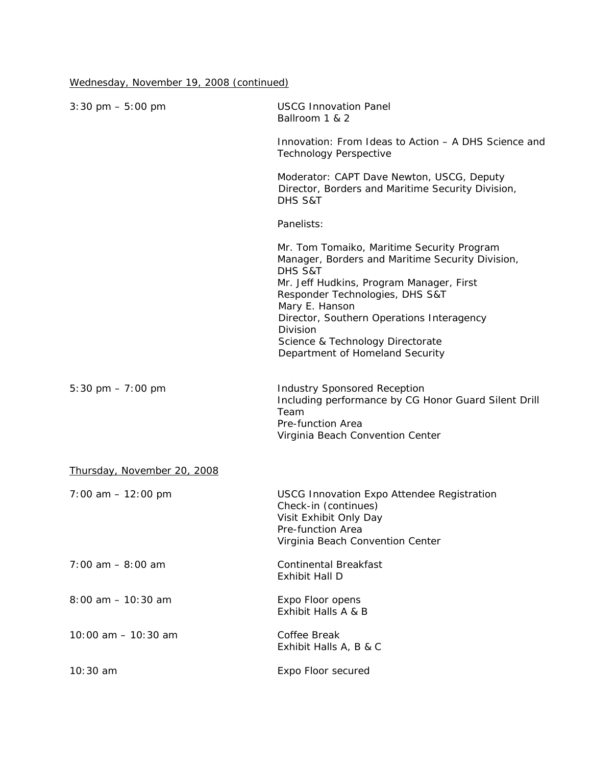Wednesday, November 19, 2008 (continued)

| | |
|---|---|
| 3:30 pm – 5:00 pm | USCG Innovation Panel<br>Ballroom 1 & 2<br><br>Innovation: From Ideas to Action – A DHS Science and Technology Perspective<br><br>Moderator: CAPT Dave Newton, USCG, Deputy Director, Borders and Maritime Security Division, DHS S&T<br><br>Panelists:<br><br>Mr. Tom Tomaiko, Maritime Security Program Manager, Borders and Maritime Security Division, DHS S&T<br>Mr. Jeff Hudkins, Program Manager, First Responder Technologies, DHS S&T<br>Mary E. Hanson<br>Director, Southern Operations Interagency Division<br>Science & Technology Directorate<br>Department of Homeland Security |
| 5:30 pm – 7:00 pm | Industry Sponsored Reception<br>Including performance by CG Honor Guard Silent Drill Team<br>Pre-function Area<br>Virginia Beach Convention Center |

Thursday, November 20, 2008

| | |
|---|---|
| 7:00 am – 12:00 pm | USCG Innovation Expo Attendee Registration Check-in (continues)<br>Visit Exhibit Only Day<br>Pre-function Area<br>Virginia Beach Convention Center |
| 7:00 am – 8:00 am | Continental Breakfast<br>Exhibit Hall D |
| 8:00 am – 10:30 am | Expo Floor opens<br>Exhibit Halls A & B |
| 10:00 am – 10:30 am | Coffee Break<br>Exhibit Halls A, B & C |
| 10:30 am | Expo Floor secured |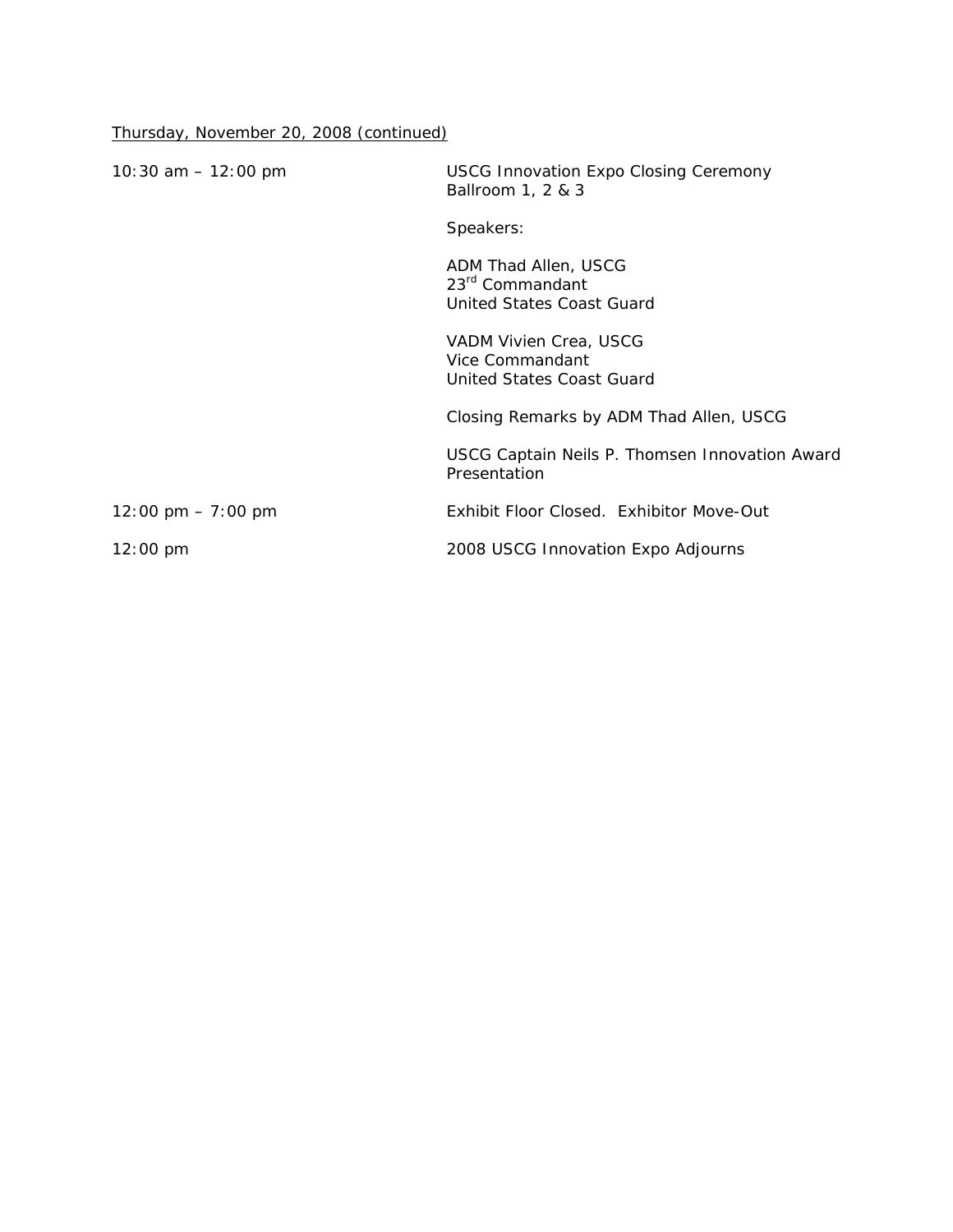Thursday, November 20, 2008 (continued)

| | |
|---|---|
| 10:30 am – 12:00 pm | USCG Innovation Expo Closing Ceremony<br>Ballroom 1, 2 & 3<br><br>Speakers:<br><br>ADM Thad Allen, USCG<br>23rd Commandant<br>United States Coast Guard<br><br>VADM Vivien Crea, USCG<br>Vice Commandant<br>United States Coast Guard<br><br>Closing Remarks by ADM Thad Allen, USCG<br><br>USCG Captain Neils P. Thomsen Innovation Award Presentation |
| 12:00 pm – 7:00 pm | Exhibit Floor Closed. Exhibitor Move-Out |
| 12:00 pm | 2008 USCG Innovation Expo Adjourns |